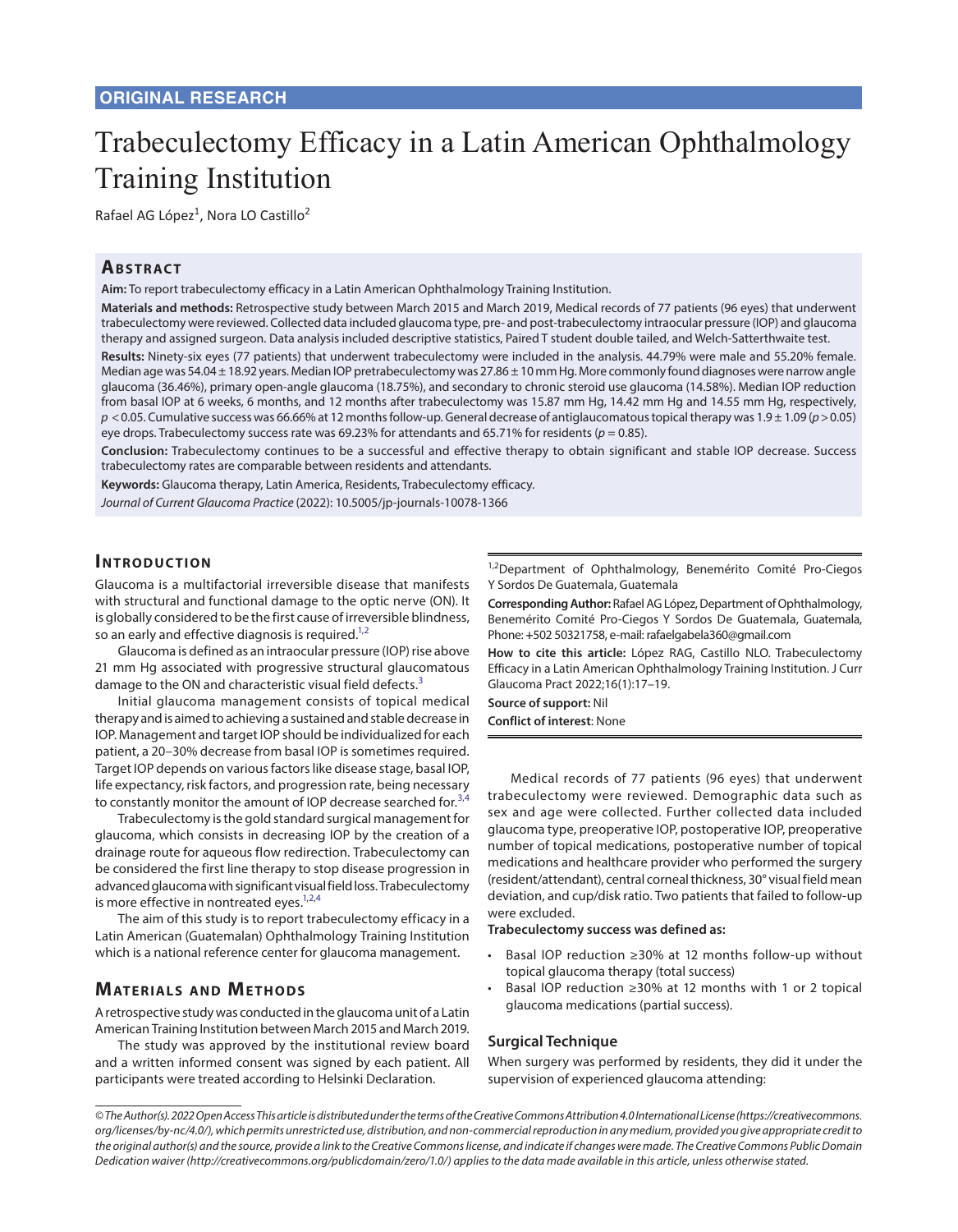ORIGINAL RESEARCH

# Trabeculectomy Efficacy in a Latin American Ophthalmology Training Institution

Rafael AG López[1], Nora LO Castillo[2]

## Abstract

**Aim:** To report trabeculectomy efficacy in a Latin American Ophthalmology Training Institution.

**Materials and methods:** Retrospective study between March 2015 and March 2019, Medical records of 77 patients (96 eyes) that underwent trabeculectomy were reviewed. Collected data included glaucoma type, pre- and post-trabeculectomy intraocular pressure (IOP) and glaucoma therapy and assigned surgeon. Data analysis included descriptive statistics, Paired T student double tailed, and Welch-Satterthwaite test.

**Results:** Ninety-six eyes (77 patients) that underwent trabeculectomy were included in the analysis. 44.79% were male and 55.20% female. Median age was 54.04 ± 18.92 years. Median IOP pretrabeculectomy was 27.86 ± 10 mm Hg. More commonly found diagnoses were narrow angle glaucoma (36.46%), primary open-angle glaucoma (18.75%), and secondary to chronic steroid use glaucoma (14.58%). Median IOP reduction from basal IOP at 6 weeks, 6 months, and 12 months after trabeculectomy was 15.87 mm Hg, 14.42 mm Hg and 14.55 mm Hg, respectively, $p < 0.05$. Cumulative success was 66.66% at 12 months follow-up. General decrease of antiglaucomatous topical therapy was 1.9 ± 1.09 ($p > 0.05$) eye drops. Trabeculectomy success rate was 69.23% for attendants and 65.71% for residents ($p = 0.85$).

**Conclusion:** Trabeculectomy continues to be a successful and effective therapy to obtain significant and stable IOP decrease. Success trabeculectomy rates are comparable between residents and attendants.

**Keywords:** Glaucoma therapy, Latin America, Residents, Trabeculectomy efficacy.

*Journal of Current Glaucoma Practice* (2022): 10.5005/jp-journals-10078-1366

## Introduction

Glaucoma is a multifactorial irreversible disease that manifests with structural and functional damage to the optic nerve (ON). It is globally considered to be the first cause of irreversible blindness, so an early and effective diagnosis is required.[1,2]

Glaucoma is defined as an intraocular pressure (IOP) rise above 21 mm Hg associated with progressive structural glaucomatous damage to the ON and characteristic visual field defects.[3]

Initial glaucoma management consists of topical medical therapy and is aimed to achieving a sustained and stable decrease in IOP. Management and target IOP should be individualized for each patient, a 20–30% decrease from basal IOP is sometimes required. Target IOP depends on various factors like disease stage, basal IOP, life expectancy, risk factors, and progression rate, being necessary to constantly monitor the amount of IOP decrease searched for.[3,4]

Trabeculectomy is the gold standard surgical management for glaucoma, which consists in decreasing IOP by the creation of a drainage route for aqueous flow redirection. Trabeculectomy can be considered the first line therapy to stop disease progression in advanced glaucoma with significant visual field loss. Trabeculectomy is more effective in nontreated eyes.[1,2,4]

The aim of this study is to report trabeculectomy efficacy in a Latin American (Guatemalan) Ophthalmology Training Institution which is a national reference center for glaucoma management.

## Materials and Methods

A retrospective study was conducted in the glaucoma unit of a Latin American Training Institution between March 2015 and March 2019.

The study was approved by the institutional review board and a written informed consent was signed by each patient. All participants were treated according to Helsinki Declaration.

[1,2]Department of Ophthalmology, Benemérito Comité Pro-Ciegos Y Sordos De Guatemala, Guatemala

**Corresponding Author:** Rafael AG López, Department of Ophthalmology, Benemérito Comité Pro-Ciegos Y Sordos De Guatemala, Guatemala, Phone: +502 50321758, e-mail: rafaelgabela360@gmail.com

**How to cite this article:** López RAG, Castillo NLO. Trabeculectomy Efficacy in a Latin American Ophthalmology Training Institution. J Curr Glaucoma Pract 2022;16(1):17–19.

**Source of support:** Nil

**Conflict of interest**: None

Medical records of 77 patients (96 eyes) that underwent trabeculectomy were reviewed. Demographic data such as sex and age were collected. Further collected data included glaucoma type, preoperative IOP, postoperative IOP, preoperative number of topical medications, postoperative number of topical medications and healthcare provider who performed the surgery (resident/attendant), central corneal thickness, 30° visual field mean deviation, and cup/disk ratio. Two patients that failed to follow-up were excluded.

**Trabeculectomy success was defined as:**

- Basal IOP reduction ≥30% at 12 months follow-up without topical glaucoma therapy (total success)
- Basal IOP reduction ≥30% at 12 months with 1 or 2 topical glaucoma medications (partial success).

### Surgical Technique

When surgery was performed by residents, they did it under the supervision of experienced glaucoma attending:

*© The Author(s). 2022 Open Access This article is distributed under the terms of the Creative Commons Attribution 4.0 International License (https://creativecommons.org/licenses/by-nc/4.0/), which permits unrestricted use, distribution, and non-commercial reproduction in any medium, provided you give appropriate credit to the original author(s) and the source, provide a link to the Creative Commons license, and indicate if changes were made. The Creative Commons Public Domain Dedication waiver (http://creativecommons.org/publicdomain/zero/1.0/) applies to the data made available in this article, unless otherwise stated.*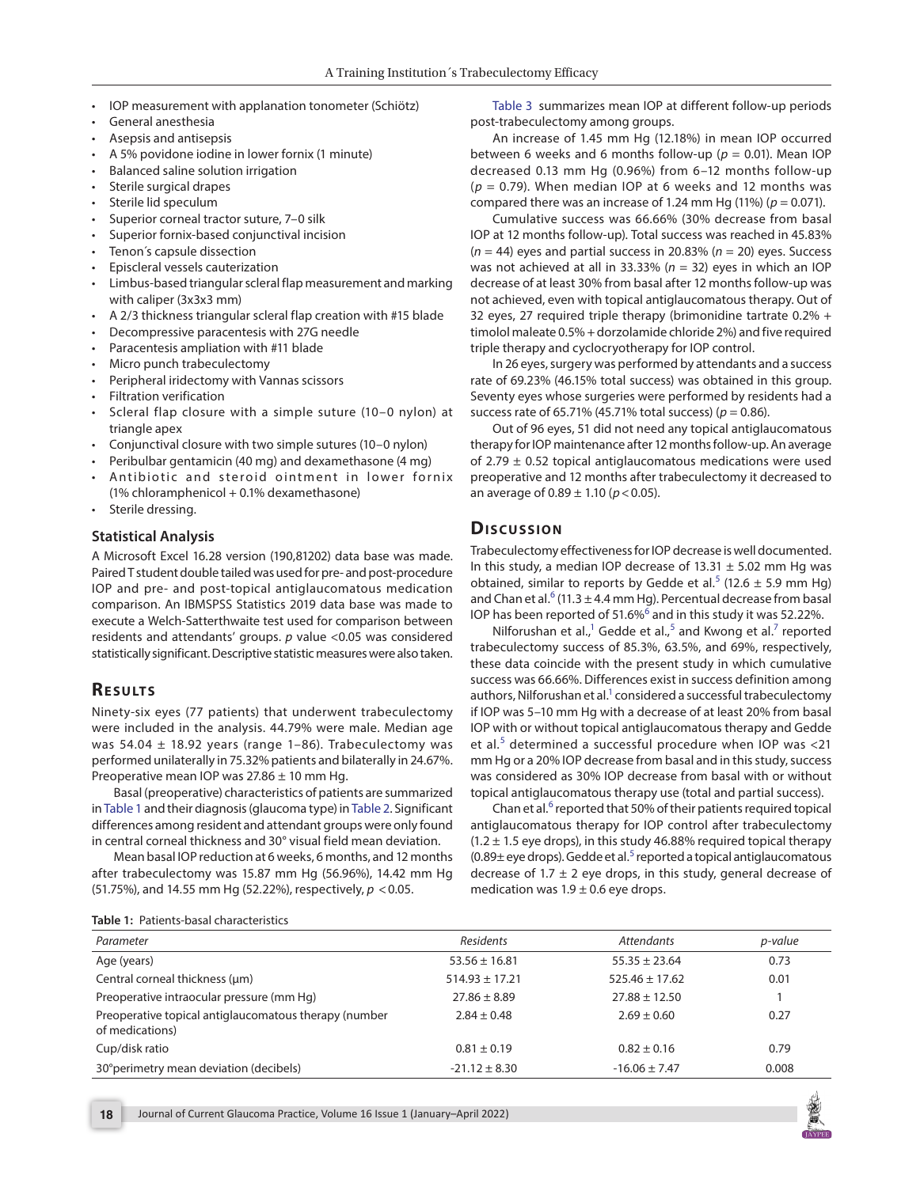- IOP measurement with applanation tonometer (Schiötz)
- General anesthesia
- Asepsis and antisepsis
- A 5% povidone iodine in lower fornix (1 minute)
- Balanced saline solution irrigation
- Sterile surgical drapes
- Sterile lid speculum
- Superior corneal tractor suture, 7–0 silk
- Superior fornix-based conjunctival incision
- Tenon´s capsule dissection
- Episcleral vessels cauterization
- Limbus-based triangular scleral flap measurement and marking with caliper (3x3x3 mm)
- A 2/3 thickness triangular scleral flap creation with #15 blade
- Decompressive paracentesis with 27G needle
- Paracentesis ampliation with #11 blade
- Micro punch trabeculectomy
- Peripheral iridectomy with Vannas scissors
- Filtration verification
- Scleral flap closure with a simple suture (10–0 nylon) at triangle apex
- Conjunctival closure with two simple sutures (10–0 nylon)
- Peribulbar gentamicin (40 mg) and dexamethasone (4 mg)
- Antibiotic and steroid ointment in lower fornix (1% chloramphenicol + 0.1% dexamethasone)
- Sterile dressing.

### Statistical Analysis

A Microsoft Excel 16.28 version (190,81202) data base was made. Paired T student double tailed was used for pre- and post-procedure IOP and pre- and post-topical antiglaucomatous medication comparison. An IBMSPSS Statistics 2019 data base was made to execute a Welch-Satterthwaite test used for comparison between residents and attendants' groups. $p$ value <0.05 was considered statistically significant. Descriptive statistic measures were also taken.

## Results

Ninety-six eyes (77 patients) that underwent trabeculectomy were included in the analysis. 44.79% were male. Median age was 54.04 ± 18.92 years (range 1–86). Trabeculectomy was performed unilaterally in 75.32% patients and bilaterally in 24.67%. Preoperative mean IOP was 27.86 ± 10 mm Hg.

Basal (preoperative) characteristics of patients are summarized in Table 1 and their diagnosis (glaucoma type) in Table 2. Significant differences among resident and attendant groups were only found in central corneal thickness and 30° visual field mean deviation.

Mean basal IOP reduction at 6 weeks, 6 months, and 12 months after trabeculectomy was 15.87 mm Hg (56.96%), 14.42 mm Hg (51.75%), and 14.55 mm Hg (52.22%), respectively, $p < 0.05$.

Table 3 summarizes mean IOP at different follow-up periods post-trabeculectomy among groups.

An increase of 1.45 mm Hg (12.18%) in mean IOP occurred between 6 weeks and 6 months follow-up ($p = 0.01$). Mean IOP decreased 0.13 mm Hg (0.96%) from 6–12 months follow-up ($p = 0.79$). When median IOP at 6 weeks and 12 months was compared there was an increase of 1.24 mm Hg (11%) ($p = 0.071$).

Cumulative success was 66.66% (30% decrease from basal IOP at 12 months follow-up). Total success was reached in 45.83% ($n = 44$) eyes and partial success in 20.83% ($n = 20$) eyes. Success was not achieved at all in 33.33% ($n = 32$) eyes in which an IOP decrease of at least 30% from basal after 12 months follow-up was not achieved, even with topical antiglaucomatous therapy. Out of 32 eyes, 27 required triple therapy (brimonidine tartrate 0.2% + timolol maleate 0.5% + dorzolamide chloride 2%) and five required triple therapy and cyclocryotherapy for IOP control.

In 26 eyes, surgery was performed by attendants and a success rate of 69.23% (46.15% total success) was obtained in this group. Seventy eyes whose surgeries were performed by residents had a success rate of 65.71% (45.71% total success) ($p = 0.86$).

Out of 96 eyes, 51 did not need any topical antiglaucomatous therapy for IOP maintenance after 12 months follow-up. An average of 2.79 ± 0.52 topical antiglaucomatous medications were used preoperative and 12 months after trabeculectomy it decreased to an average of 0.89 ± 1.10 ($p < 0.05$).

## Discussion

Trabeculectomy effectiveness for IOP decrease is well documented. In this study, a median IOP decrease of 13.31 ± 5.02 mm Hg was obtained, similar to reports by Gedde et al.[5] (12.6 ± 5.9 mm Hg) and Chan et al.[6] (11.3 ± 4.4 mm Hg). Percentual decrease from basal IOP has been reported of 51.6%[6] and in this study it was 52.22%.

Nilforushan et al.,[1] Gedde et al.,[5] and Kwong et al.[7] reported trabeculectomy success of 85.3%, 63.5%, and 69%, respectively, these data coincide with the present study in which cumulative success was 66.66%. Differences exist in success definition among authors, Nilforushan et al.[1] considered a successful trabeculectomy if IOP was 5–10 mm Hg with a decrease of at least 20% from basal IOP with or without topical antiglaucomatous therapy and Gedde et al.[5] determined a successful procedure when IOP was <21 mm Hg or a 20% IOP decrease from basal and in this study, success was considered as 30% IOP decrease from basal with or without topical antiglaucomatous therapy use (total and partial success).

Chan et al.[6] reported that 50% of their patients required topical antiglaucomatous therapy for IOP control after trabeculectomy (1.2 ± 1.5 eye drops), in this study 46.88% required topical therapy (0.89± eye drops). Gedde et al.[5] reported a topical antiglaucomatous decrease of 1.7 ± 2 eye drops, in this study, general decrease of medication was 1.9 ± 0.6 eye drops.

**Table 1:** Patients-basal characteristics

| *Parameter* | *Residents* | *Attendants* | *p-value* |
|---|---|---|---|
| Age (years) | 53.56 ± 16.81 | 55.35 ± 23.64 | 0.73 |
| Central corneal thickness (μm) | 514.93 ± 17.21 | 525.46 ± 17.62 | 0.01 |
| Preoperative intraocular pressure (mm Hg) | 27.86 ± 8.89 | 27.88 ± 12.50 | 1 |
| Preoperative topical antiglaucomatous therapy (number of medications) | 2.84 ± 0.48 | 2.69 ± 0.60 | 0.27 |
| Cup/disk ratio | 0.81 ± 0.19 | 0.82 ± 0.16 | 0.79 |
| 30°perimetry mean deviation (decibels) | -21.12 ± 8.30 | -16.06 ± 7.47 | 0.008 |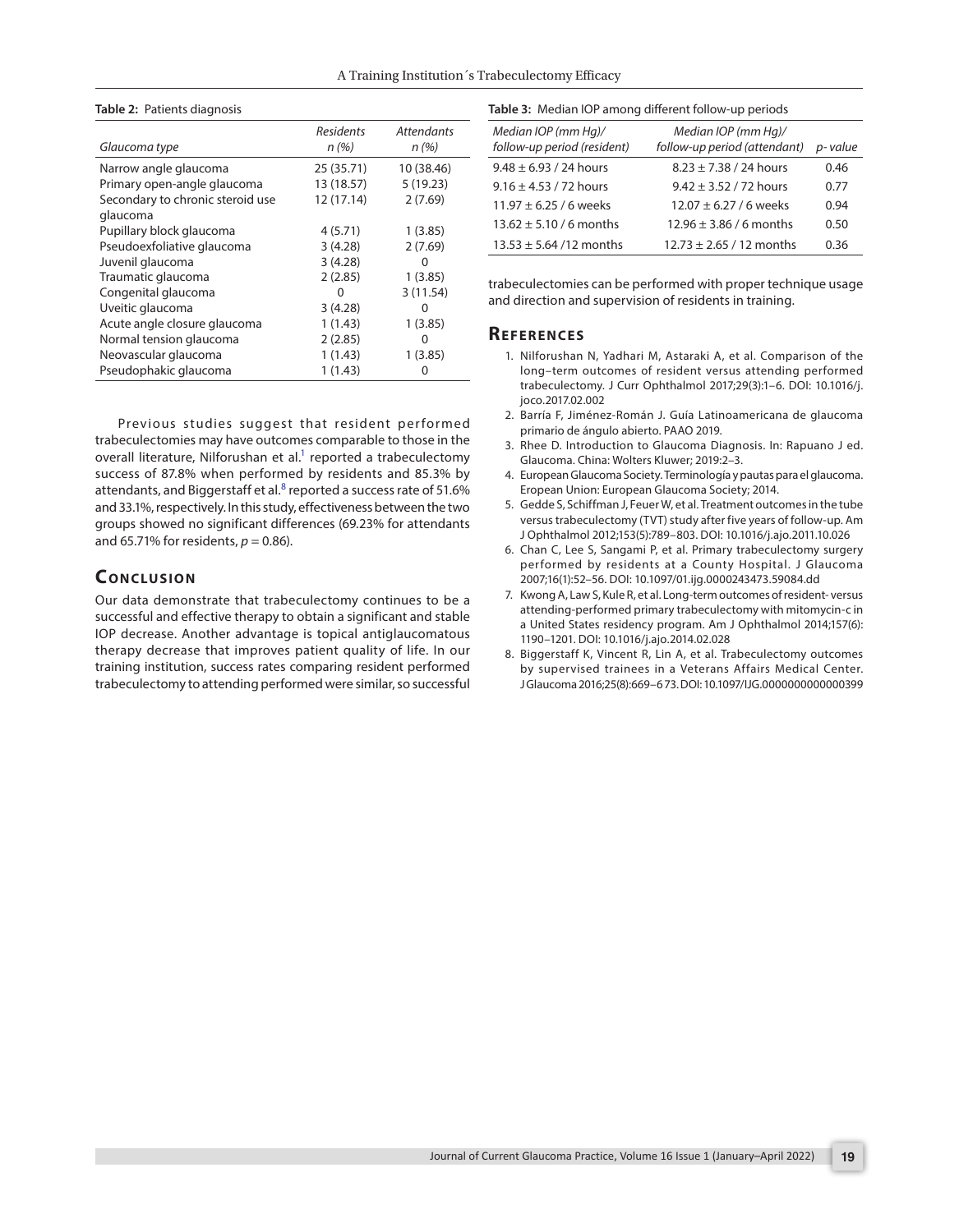**Table 2:** Patients diagnosis

| Glaucoma type | *Residents n (%)* | *Attendants n (%)* |
|---|---|---|
| Narrow angle glaucoma | 25 (35.71) | 10 (38.46) |
| Primary open-angle glaucoma | 13 (18.57) | 5 (19.23) |
| Secondary to chronic steroid use glaucoma | 12 (17.14) | 2 (7.69) |
| Pupillary block glaucoma | 4 (5.71) | 1 (3.85) |
| Pseudoexfoliative glaucoma | 3 (4.28) | 2 (7.69) |
| Juvenil glaucoma | 3 (4.28) | 0 |
| Traumatic glaucoma | 2 (2.85) | 1 (3.85) |
| Congenital glaucoma | 0 | 3 (11.54) |
| Uveitic glaucoma | 3 (4.28) | 0 |
| Acute angle closure glaucoma | 1 (1.43) | 1 (3.85) |
| Normal tension glaucoma | 2 (2.85) | 0 |
| Neovascular glaucoma | 1 (1.43) | 1 (3.85) |
| Pseudophakic glaucoma | 1 (1.43) | 0 |

Previous studies suggest that resident performed trabeculectomies may have outcomes comparable to those in the overall literature, Nilforushan et al.[1] reported a trabeculectomy success of 87.8% when performed by residents and 85.3% by attendants, and Biggerstaff et al.[8] reported a success rate of 51.6% and 33.1%, respectively. In this study, effectiveness between the two groups showed no significant differences (69.23% for attendants and 65.71% for residents, $p = 0.86$).

## Conclusion

Our data demonstrate that trabeculectomy continues to be a successful and effective therapy to obtain a significant and stable IOP decrease. Another advantage is topical antiglaucomatous therapy decrease that improves patient quality of life. In our training institution, success rates comparing resident performed trabeculectomy to attending performed were similar, so successful trabeculectomies can be performed with proper technique usage and direction and supervision of residents in training.

**Table 3:** Median IOP among different follow-up periods

| *Median IOP (mm Hg)/ follow-up period (resident)* | *Median IOP (mm Hg)/ follow-up period (attendant)* | *p-value* |
|---|---|---|
| 9.48 ± 6.93 / 24 hours | 8.23 ± 7.38 / 24 hours | 0.46 |
| 9.16 ± 4.53 / 72 hours | 9.42 ± 3.52 / 72 hours | 0.77 |
| 11.97 ± 6.25 / 6 weeks | 12.07 ± 6.27 / 6 weeks | 0.94 |
| 13.62 ± 5.10 / 6 months | 12.96 ± 3.86 / 6 months | 0.50 |
| 13.53 ± 5.64 /12 months | 12.73 ± 2.65 / 12 months | 0.36 |

## References

1. Nilforushan N, Yadhari M, Astaraki A, et al. Comparison of the long–term outcomes of resident versus attending performed trabeculectomy. J Curr Ophthalmol 2017;29(3):1–6. DOI: 10.1016/j.joco.2017.02.002
2. Barría F, Jiménez-Román J. Guía Latinoamericana de glaucoma primario de ángulo abierto. PAAO 2019.
3. Rhee D. Introduction to Glaucoma Diagnosis. In: Rapuano J ed. Glaucoma. China: Wolters Kluwer; 2019:2–3.
4. European Glaucoma Society. Terminología y pautas para el glaucoma. Eropean Union: European Glaucoma Society; 2014.
5. Gedde S, Schiffman J, Feuer W, et al. Treatment outcomes in the tube versus trabeculectomy (TVT) study after five years of follow-up. Am J Ophthalmol 2012;153(5):789–803. DOI: 10.1016/j.ajo.2011.10.026
6. Chan C, Lee S, Sangami P, et al. Primary trabeculectomy surgery performed by residents at a County Hospital. J Glaucoma 2007;16(1):52–56. DOI: 10.1097/01.ijg.0000243473.59084.dd
7. Kwong A, Law S, Kule R, et al. Long-term outcomes of resident- versus attending-performed primary trabeculectomy with mitomycin-c in a United States residency program. Am J Ophthalmol 2014;157(6): 1190–1201. DOI: 10.1016/j.ajo.2014.02.028
8. Biggerstaff K, Vincent R, Lin A, et al. Trabeculectomy outcomes by supervised trainees in a Veterans Affairs Medical Center. J Glaucoma 2016;25(8):669–673. DOI: 10.1097/IJG.0000000000000399